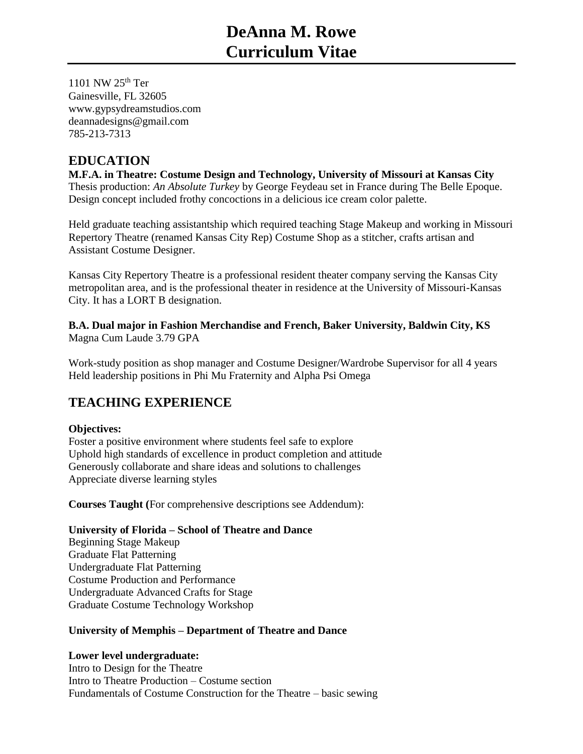# DeAnna M. Rowe
# Curriculum Vitae

1101 NW 25th Ter
Gainesville, FL 32605
www.gypsydreamstudios.com
deannadesigns@gmail.com
785-213-7313

## EDUCATION

**M.F.A. in Theatre: Costume Design and Technology, University of Missouri at Kansas City**
Thesis production: *An Absolute Turkey* by George Feydeau set in France during The Belle Epoque. Design concept included frothy concoctions in a delicious ice cream color palette.

Held graduate teaching assistantship which required teaching Stage Makeup and working in Missouri Repertory Theatre (renamed Kansas City Rep) Costume Shop as a stitcher, crafts artisan and Assistant Costume Designer.

Kansas City Repertory Theatre is a professional resident theater company serving the Kansas City metropolitan area, and is the professional theater in residence at the University of Missouri-Kansas City. It has a LORT B designation.

**B.A. Dual major in Fashion Merchandise and French, Baker University, Baldwin City, KS**
Magna Cum Laude 3.79 GPA

Work-study position as shop manager and Costume Designer/Wardrobe Supervisor for all 4 years
Held leadership positions in Phi Mu Fraternity and Alpha Psi Omega

## TEACHING EXPERIENCE

**Objectives:**
Foster a positive environment where students feel safe to explore
Uphold high standards of excellence in product completion and attitude
Generously collaborate and share ideas and solutions to challenges
Appreciate diverse learning styles

**Courses Taught (**For comprehensive descriptions see Addendum):

**University of Florida – School of Theatre and Dance**
Beginning Stage Makeup
Graduate Flat Patterning
Undergraduate Flat Patterning
Costume Production and Performance
Undergraduate Advanced Crafts for Stage
Graduate Costume Technology Workshop

**University of Memphis – Department of Theatre and Dance**

**Lower level undergraduate:**
Intro to Design for the Theatre
Intro to Theatre Production – Costume section
Fundamentals of Costume Construction for the Theatre – basic sewing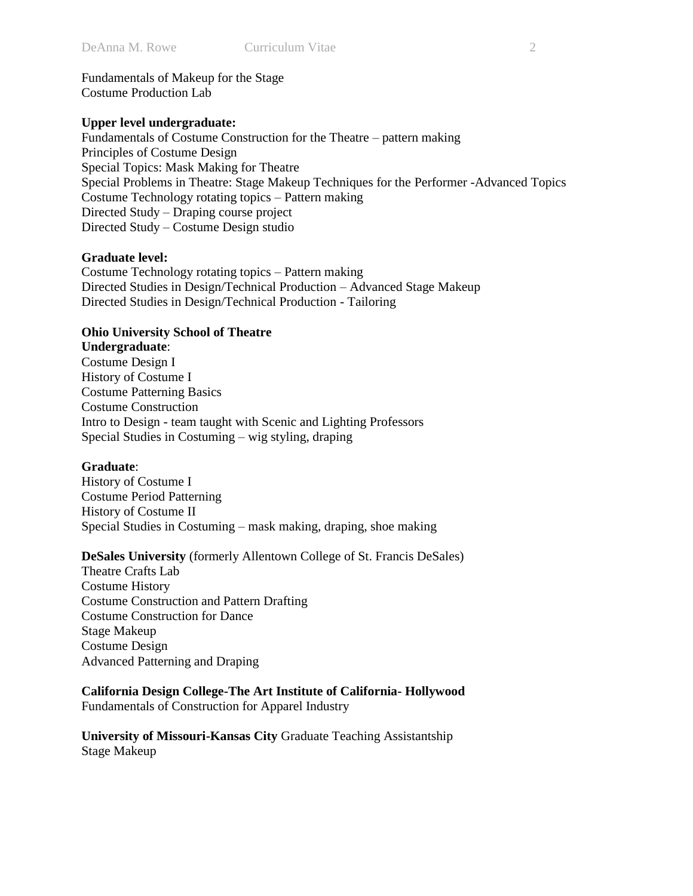Fundamentals of Makeup for the Stage
Costume Production Lab

**Upper level undergraduate:**
Fundamentals of Costume Construction for the Theatre – pattern making
Principles of Costume Design
Special Topics: Mask Making for Theatre
Special Problems in Theatre: Stage Makeup Techniques for the Performer -Advanced Topics
Costume Technology rotating topics – Pattern making
Directed Study – Draping course project
Directed Study – Costume Design studio

**Graduate level:**
Costume Technology rotating topics – Pattern making
Directed Studies in Design/Technical Production – Advanced Stage Makeup
Directed Studies in Design/Technical Production - Tailoring

**Ohio University School of Theatre**
**Undergraduate**:
Costume Design I
History of Costume I
Costume Patterning Basics
Costume Construction
Intro to Design - team taught with Scenic and Lighting Professors
Special Studies in Costuming – wig styling, draping

**Graduate**:
History of Costume I
Costume Period Patterning
History of Costume II
Special Studies in Costuming – mask making, draping, shoe making

**DeSales University** (formerly Allentown College of St. Francis DeSales)
Theatre Crafts Lab
Costume History
Costume Construction and Pattern Drafting
Costume Construction for Dance
Stage Makeup
Costume Design
Advanced Patterning and Draping

**California Design College-The Art Institute of California- Hollywood**
Fundamentals of Construction for Apparel Industry

**University of Missouri-Kansas City** Graduate Teaching Assistantship
Stage Makeup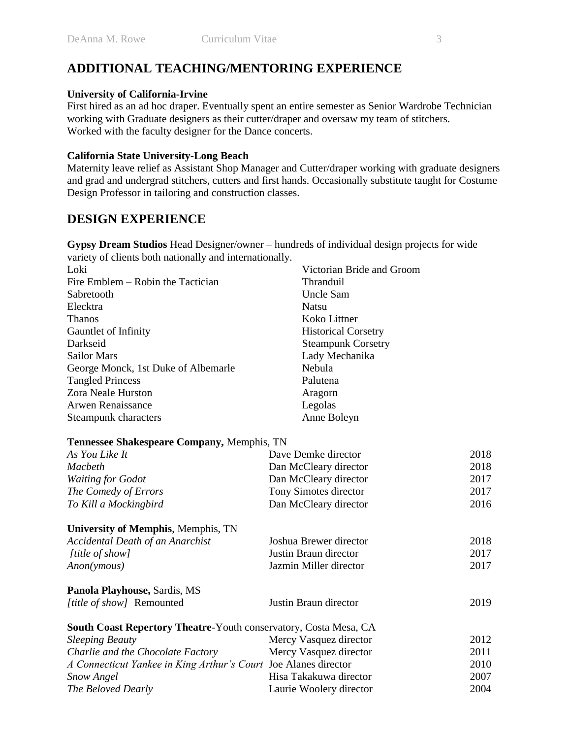## ADDITIONAL TEACHING/MENTORING EXPERIENCE

**University of California-Irvine**
First hired as an ad hoc draper. Eventually spent an entire semester as Senior Wardrobe Technician working with Graduate designers as their cutter/draper and oversaw my team of stitchers. Worked with the faculty designer for the Dance concerts.

**California State University-Long Beach**
Maternity leave relief as Assistant Shop Manager and Cutter/draper working with graduate designers and grad and undergrad stitchers, cutters and first hands. Occasionally substitute taught for Costume Design Professor in tailoring and construction classes.

## DESIGN EXPERIENCE

**Gypsy Dream Studios** Head Designer/owner – hundreds of individual design projects for wide variety of clients both nationally and internationally.

| | |
|---|---|
| Loki | Victorian Bride and Groom |
| Fire Emblem – Robin the Tactician | Thranduil |
| Sabretooth | Uncle Sam |
| Elecktra | Natsu |
| Thanos | Koko Littner |
| Gauntlet of Infinity | Historical Corsetry |
| Darkseid | Steampunk Corsetry |
| Sailor Mars | Lady Mechanika |
| George Monck, 1st Duke of Albemarle | Nebula |
| Tangled Princess | Palutena |
| Zora Neale Hurston | Aragorn |
| Arwen Renaissance | Legolas |
| Steampunk characters | Anne Boleyn |

**Tennessee Shakespeare Company,** Memphis, TN

| | | |
|---|---|---|
| *As You Like It* | Dave Demke director | 2018 |
| *Macbeth* | Dan McCleary director | 2018 |
| *Waiting for Godot* | Dan McCleary director | 2017 |
| *The Comedy of Errors* | Tony Simotes director | 2017 |
| *To Kill a Mockingbird* | Dan McCleary director | 2016 |

**University of Memphis**, Memphis, TN

| | | |
|---|---|---|
| *Accidental Death of an Anarchist* | Joshua Brewer director | 2018 |
| *[title of show]* | Justin Braun director | 2017 |
| *Anon(ymous)* | Jazmin Miller director | 2017 |

**Panola Playhouse,** Sardis, MS

| | | |
|---|---|---|
| *[title of show]* Remounted | Justin Braun director | 2019 |

**South Coast Repertory Theatre**-Youth conservatory, Costa Mesa, CA

| | | |
|---|---|---|
| *Sleeping Beauty* | Mercy Vasquez director | 2012 |
| *Charlie and the Chocolate Factory* | Mercy Vasquez director | 2011 |
| *A Connecticut Yankee in King Arthur's Court* | Joe Alanes director | 2010 |
| *Snow Angel* | Hisa Takakuwa director | 2007 |
| *The Beloved Dearly* | Laurie Woolery director | 2004 |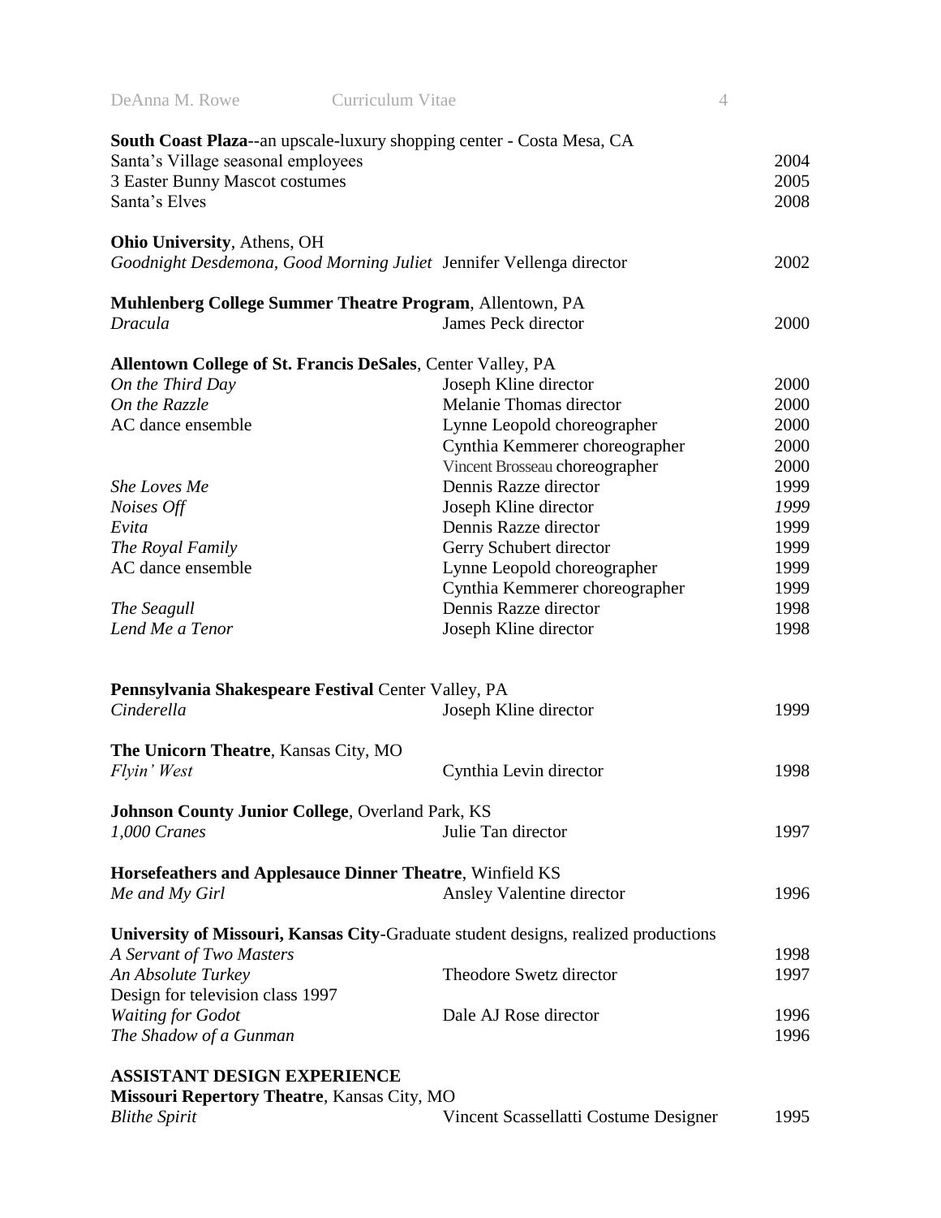**South Coast Plaza**--an upscale-luxury shopping center - Costa Mesa, CA

| | | |
|---|---|---|
| Santa's Village seasonal employees | | 2004 |
| 3 Easter Bunny Mascot costumes | | 2005 |
| Santa's Elves | | 2008 |

**Ohio University**, Athens, OH

| | | |
|---|---|---|
| *Goodnight Desdemona, Good Morning Juliet* | Jennifer Vellenga director | 2002 |

**Muhlenberg College Summer Theatre Program**, Allentown, PA

| | | |
|---|---|---|
| *Dracula* | James Peck director | 2000 |

**Allentown College of St. Francis DeSales**, Center Valley, PA

| | | |
|---|---|---|
| *On the Third Day* | Joseph Kline director | 2000 |
| *On the Razzle* | Melanie Thomas director | 2000 |
| AC dance ensemble | Lynne Leopold choreographer | 2000 |
| | Cynthia Kemmerer choreographer | 2000 |
| | Vincent Brosseau choreographer | 2000 |
| *She Loves Me* | Dennis Razze director | 1999 |
| *Noises Off* | Joseph Kline director | *1999* |
| *Evita* | Dennis Razze director | 1999 |
| *The Royal Family* | Gerry Schubert director | 1999 |
| AC dance ensemble | Lynne Leopold choreographer | 1999 |
| | Cynthia Kemmerer choreographer | 1999 |
| *The Seagull* | Dennis Razze director | 1998 |
| *Lend Me a Tenor* | Joseph Kline director | 1998 |

**Pennsylvania Shakespeare Festival** Center Valley, PA

| | | |
|---|---|---|
| *Cinderella* | Joseph Kline director | 1999 |

**The Unicorn Theatre**, Kansas City, MO

| | | |
|---|---|---|
| *Flyin' West* | Cynthia Levin director | 1998 |

**Johnson County Junior College**, Overland Park, KS

| | | |
|---|---|---|
| *1,000 Cranes* | Julie Tan director | 1997 |

**Horsefeathers and Applesauce Dinner Theatre**, Winfield KS

| | | |
|---|---|---|
| *Me and My Girl* | Ansley Valentine director | 1996 |

**University of Missouri, Kansas City**-Graduate student designs, realized productions

| | | |
|---|---|---|
| *A Servant of Two Masters* | | 1998 |
| *An Absolute Turkey* | Theodore Swetz director | 1997 |
| Design for television class 1997 | | |
| *Waiting for Godot* | Dale AJ Rose director | 1996 |
| *The Shadow of a Gunman* | | 1996 |

**ASSISTANT DESIGN EXPERIENCE**

**Missouri Repertory Theatre**, Kansas City, MO

| | | |
|---|---|---|
| *Blithe Spirit* | Vincent Scassellatti Costume Designer | 1995 |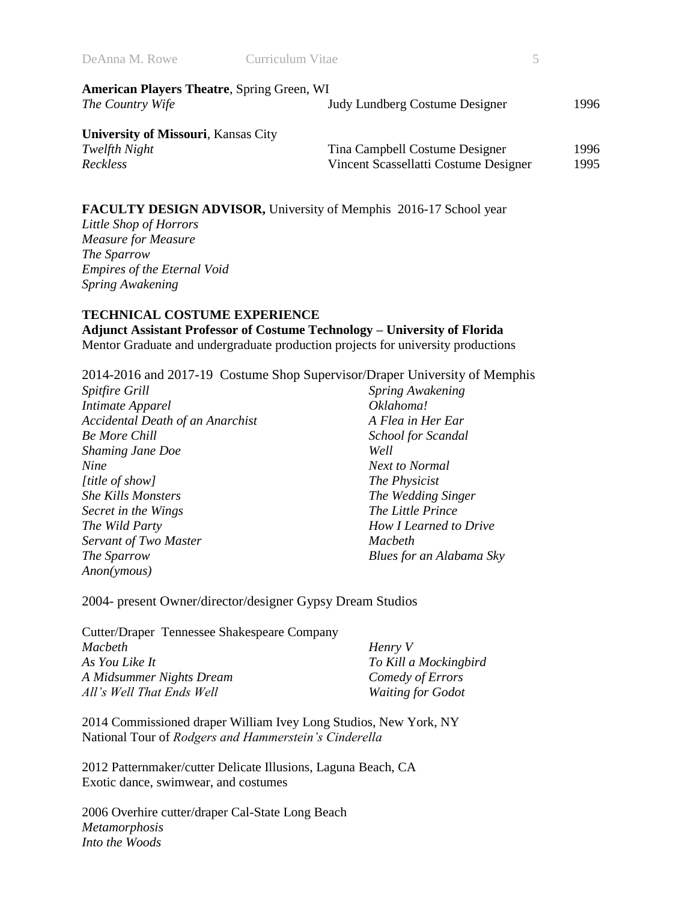**American Players Theatre**, Spring Green, WI

| | | |
|---|---|---|
| *The Country Wife* | Judy Lundberg Costume Designer | 1996 |

**University of Missouri**, Kansas City

| | | |
|---|---|---|
| *Twelfth Night* | Tina Campbell Costume Designer | 1996 |
| *Reckless* | Vincent Scassellatti Costume Designer | 1995 |

**FACULTY DESIGN ADVISOR,** University of Memphis 2016-17 School year

*Little Shop of Horrors*
*Measure for Measure*
*The Sparrow*
*Empires of the Eternal Void*
*Spring Awakening*

**TECHNICAL COSTUME EXPERIENCE**

**Adjunct Assistant Professor of Costume Technology – University of Florida**

Mentor Graduate and undergraduate production projects for university productions

2014-2016 and 2017-19 Costume Shop Supervisor/Draper University of Memphis

*Spitfire Grill*
*Intimate Apparel*
*Accidental Death of an Anarchist*
*Be More Chill*
*Shaming Jane Doe*
*Nine*
*[title of show]*
*She Kills Monsters*
*Secret in the Wings*
*The Wild Party*
*Servant of Two Master*
*The Sparrow*
*Anon(ymous)*
*Spring Awakening*
*Oklahoma!*
*A Flea in Her Ear*
*School for Scandal*
*Well*
*Next to Normal*
*The Physicist*
*The Wedding Singer*
*The Little Prince*
*How I Learned to Drive*
*Macbeth*
*Blues for an Alabama Sky*

2004- present Owner/director/designer Gypsy Dream Studios

Cutter/Draper Tennessee Shakespeare Company

*Macbeth*
*As You Like It*
*A Midsummer Nights Dream*
*All's Well That Ends Well*
*Henry V*
*To Kill a Mockingbird*
*Comedy of Errors*
*Waiting for Godot*

2014 Commissioned draper William Ivey Long Studios, New York, NY
National Tour of *Rodgers and Hammerstein's Cinderella*

2012 Patternmaker/cutter Delicate Illusions, Laguna Beach, CA
Exotic dance, swimwear, and costumes

2006 Overhire cutter/draper Cal-State Long Beach
*Metamorphosis*
*Into the Woods*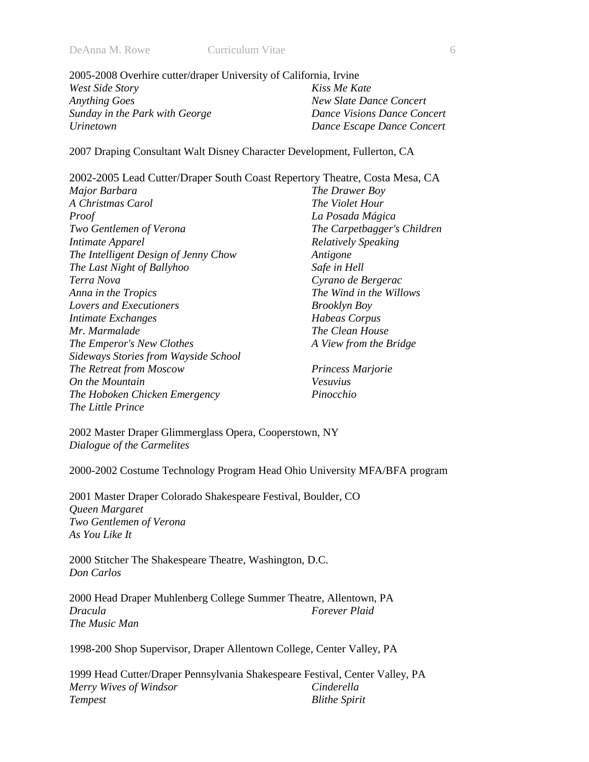2005-2008 Overhire cutter/draper University of California, Irvine

*West Side Story*
*Anything Goes*
*Sunday in the Park with George*
*Urinetown*
*Kiss Me Kate*
*New Slate Dance Concert*
*Dance Visions Dance Concert*
*Dance Escape Dance Concert*

2007 Draping Consultant Walt Disney Character Development, Fullerton, CA

2002-2005 Lead Cutter/Draper South Coast Repertory Theatre, Costa Mesa, CA

*Major Barbara*
*A Christmas Carol*
*Proof*
*Two Gentlemen of Verona*
*Intimate Apparel*
*The Intelligent Design of Jenny Chow*
*The Last Night of Ballyhoo*
*Terra Nova*
*Anna in the Tropics*
*Lovers and Executioners*
*Intimate Exchanges*
*Mr. Marmalade*
*The Emperor's New Clothes*
*Sideways Stories from Wayside School*
*The Retreat from Moscow*
*On the Mountain*
*The Hoboken Chicken Emergency*
*The Little Prince*
*The Drawer Boy*
*The Violet Hour*
*La Posada Mágica*
*The Carpetbagger's Children*
*Relatively Speaking*
*Antigone*
*Safe in Hell*
*Cyrano de Bergerac*
*The Wind in the Willows*
*Brooklyn Boy*
*Habeas Corpus*
*The Clean House*
*A View from the Bridge*
*Princess Marjorie*
*Vesuvius*
*Pinocchio*

2002 Master Draper Glimmerglass Opera, Cooperstown, NY

*Dialogue of the Carmelites*

2000-2002 Costume Technology Program Head Ohio University MFA/BFA program

2001 Master Draper Colorado Shakespeare Festival, Boulder, CO

*Queen Margaret*
*Two Gentlemen of Verona*
*As You Like It*

2000 Stitcher The Shakespeare Theatre, Washington, D.C.

*Don Carlos*

2000 Head Draper Muhlenberg College Summer Theatre, Allentown, PA

*Dracula*
*The Music Man*
*Forever Plaid*

1998-200 Shop Supervisor, Draper Allentown College, Center Valley, PA

1999 Head Cutter/Draper Pennsylvania Shakespeare Festival, Center Valley, PA

*Merry Wives of Windsor*
*Tempest*
*Cinderella*
*Blithe Spirit*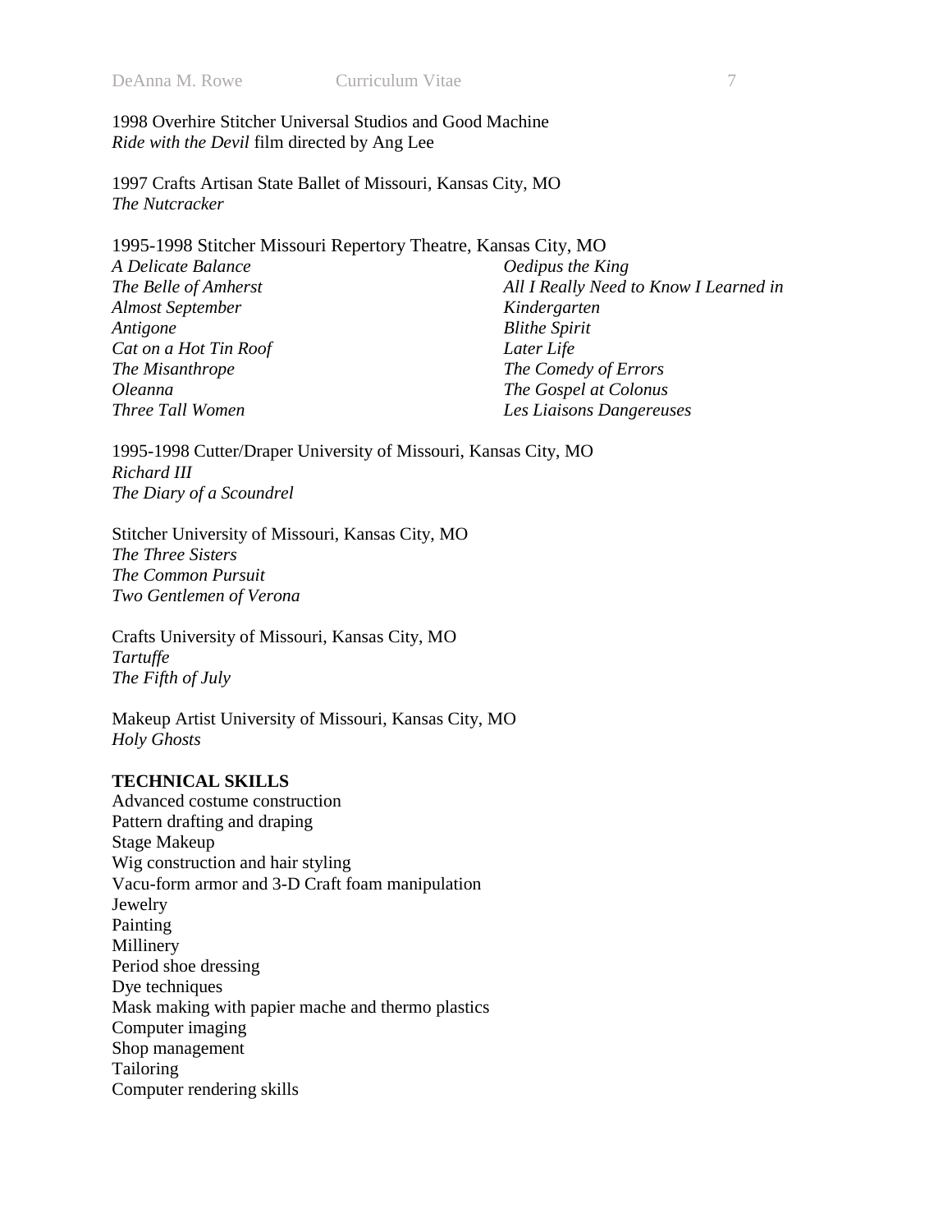1998 Overhire Stitcher Universal Studios and Good Machine
*Ride with the Devil* film directed by Ang Lee

1997 Crafts Artisan State Ballet of Missouri, Kansas City, MO
*The Nutcracker*

1995-1998 Stitcher Missouri Repertory Theatre, Kansas City, MO
*A Delicate Balance*
*The Belle of Amherst*
*Almost September*
*Antigone*
*Cat on a Hot Tin Roof*
*The Misanthrope*
*Oleanna*
*Three Tall Women*
*Oedipus the King*
*All I Really Need to Know I Learned in Kindergarten*
*Blithe Spirit*
*Later Life*
*The Comedy of Errors*
*The Gospel at Colonus*
*Les Liaisons Dangereuses*

1995-1998 Cutter/Draper University of Missouri, Kansas City, MO
*Richard III*
*The Diary of a Scoundrel*

Stitcher University of Missouri, Kansas City, MO
*The Three Sisters*
*The Common Pursuit*
*Two Gentlemen of Verona*

Crafts University of Missouri, Kansas City, MO
*Tartuffe*
*The Fifth of July*

Makeup Artist University of Missouri, Kansas City, MO
*Holy Ghosts*

**TECHNICAL SKILLS**
Advanced costume construction
Pattern drafting and draping
Stage Makeup
Wig construction and hair styling
Vacu-form armor and 3-D Craft foam manipulation
Jewelry
Painting
Millinery
Period shoe dressing
Dye techniques
Mask making with papier mache and thermo plastics
Computer imaging
Shop management
Tailoring
Computer rendering skills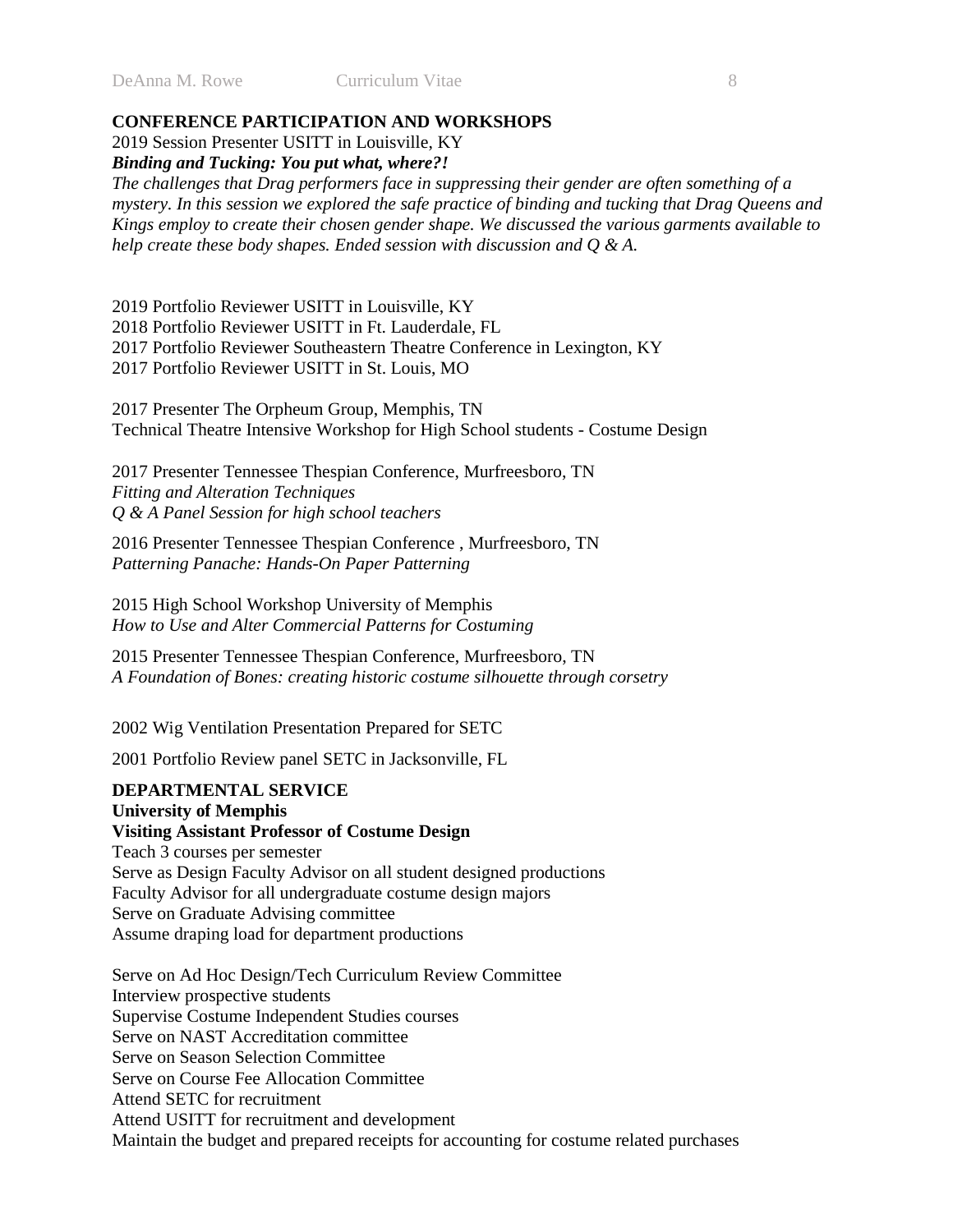**CONFERENCE PARTICIPATION AND WORKSHOPS**

2019 Session Presenter USITT in Louisville, KY
***Binding and Tucking: You put what, where?!***
*The challenges that Drag performers face in suppressing their gender are often something of a mystery. In this session we explored the safe practice of binding and tucking that Drag Queens and Kings employ to create their chosen gender shape. We discussed the various garments available to help create these body shapes. Ended session with discussion and Q & A.*

2019 Portfolio Reviewer USITT in Louisville, KY
2018 Portfolio Reviewer USITT in Ft. Lauderdale, FL
2017 Portfolio Reviewer Southeastern Theatre Conference in Lexington, KY
2017 Portfolio Reviewer USITT in St. Louis, MO

2017 Presenter The Orpheum Group, Memphis, TN
Technical Theatre Intensive Workshop for High School students - Costume Design

2017 Presenter Tennessee Thespian Conference, Murfreesboro, TN
*Fitting and Alteration Techniques*
*Q & A Panel Session for high school teachers*

2016 Presenter Tennessee Thespian Conference , Murfreesboro, TN
*Patterning Panache: Hands-On Paper Patterning*

2015 High School Workshop University of Memphis
*How to Use and Alter Commercial Patterns for Costuming*

2015 Presenter Tennessee Thespian Conference, Murfreesboro, TN
*A Foundation of Bones: creating historic costume silhouette through corsetry*

2002 Wig Ventilation Presentation Prepared for SETC

2001 Portfolio Review panel SETC in Jacksonville, FL

**DEPARTMENTAL SERVICE**
**University of Memphis**
**Visiting Assistant Professor of Costume Design**
Teach 3 courses per semester
Serve as Design Faculty Advisor on all student designed productions
Faculty Advisor for all undergraduate costume design majors
Serve on Graduate Advising committee
Assume draping load for department productions

Serve on Ad Hoc Design/Tech Curriculum Review Committee
Interview prospective students
Supervise Costume Independent Studies courses
Serve on NAST Accreditation committee
Serve on Season Selection Committee
Serve on Course Fee Allocation Committee
Attend SETC for recruitment
Attend USITT for recruitment and development
Maintain the budget and prepared receipts for accounting for costume related purchases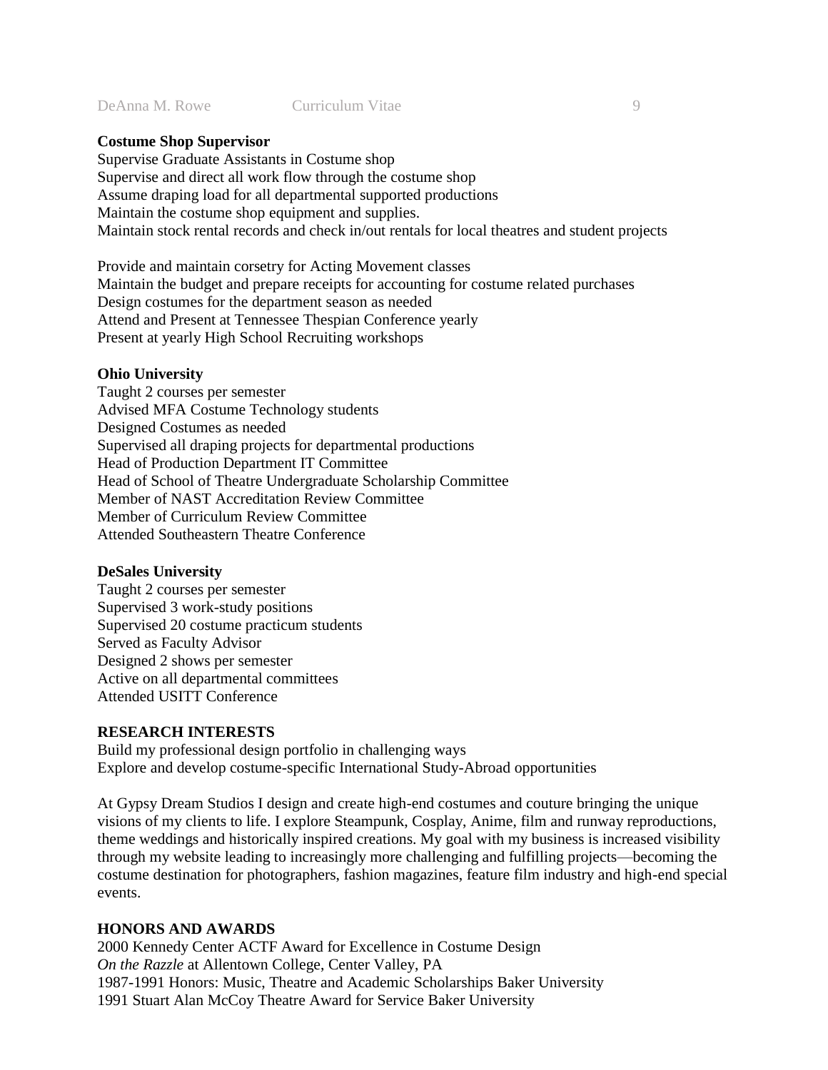**Costume Shop Supervisor**

Supervise Graduate Assistants in Costume shop
Supervise and direct all work flow through the costume shop
Assume draping load for all departmental supported productions
Maintain the costume shop equipment and supplies.
Maintain stock rental records and check in/out rentals for local theatres and student projects

Provide and maintain corsetry for Acting Movement classes
Maintain the budget and prepare receipts for accounting for costume related purchases
Design costumes for the department season as needed
Attend and Present at Tennessee Thespian Conference yearly
Present at yearly High School Recruiting workshops

**Ohio University**

Taught 2 courses per semester
Advised MFA Costume Technology students
Designed Costumes as needed
Supervised all draping projects for departmental productions
Head of Production Department IT Committee
Head of School of Theatre Undergraduate Scholarship Committee
Member of NAST Accreditation Review Committee
Member of Curriculum Review Committee
Attended Southeastern Theatre Conference

**DeSales University**

Taught 2 courses per semester
Supervised 3 work-study positions
Supervised 20 costume practicum students
Served as Faculty Advisor
Designed 2 shows per semester
Active on all departmental committees
Attended USITT Conference

**RESEARCH INTERESTS**

Build my professional design portfolio in challenging ways
Explore and develop costume-specific International Study-Abroad opportunities

At Gypsy Dream Studios I design and create high-end costumes and couture bringing the unique visions of my clients to life. I explore Steampunk, Cosplay, Anime, film and runway reproductions, theme weddings and historically inspired creations. My goal with my business is increased visibility through my website leading to increasingly more challenging and fulfilling projects—becoming the costume destination for photographers, fashion magazines, feature film industry and high-end special events.

**HONORS AND AWARDS**

2000 Kennedy Center ACTF Award for Excellence in Costume Design
*On the Razzle* at Allentown College, Center Valley, PA
1987-1991 Honors: Music, Theatre and Academic Scholarships Baker University
1991 Stuart Alan McCoy Theatre Award for Service Baker University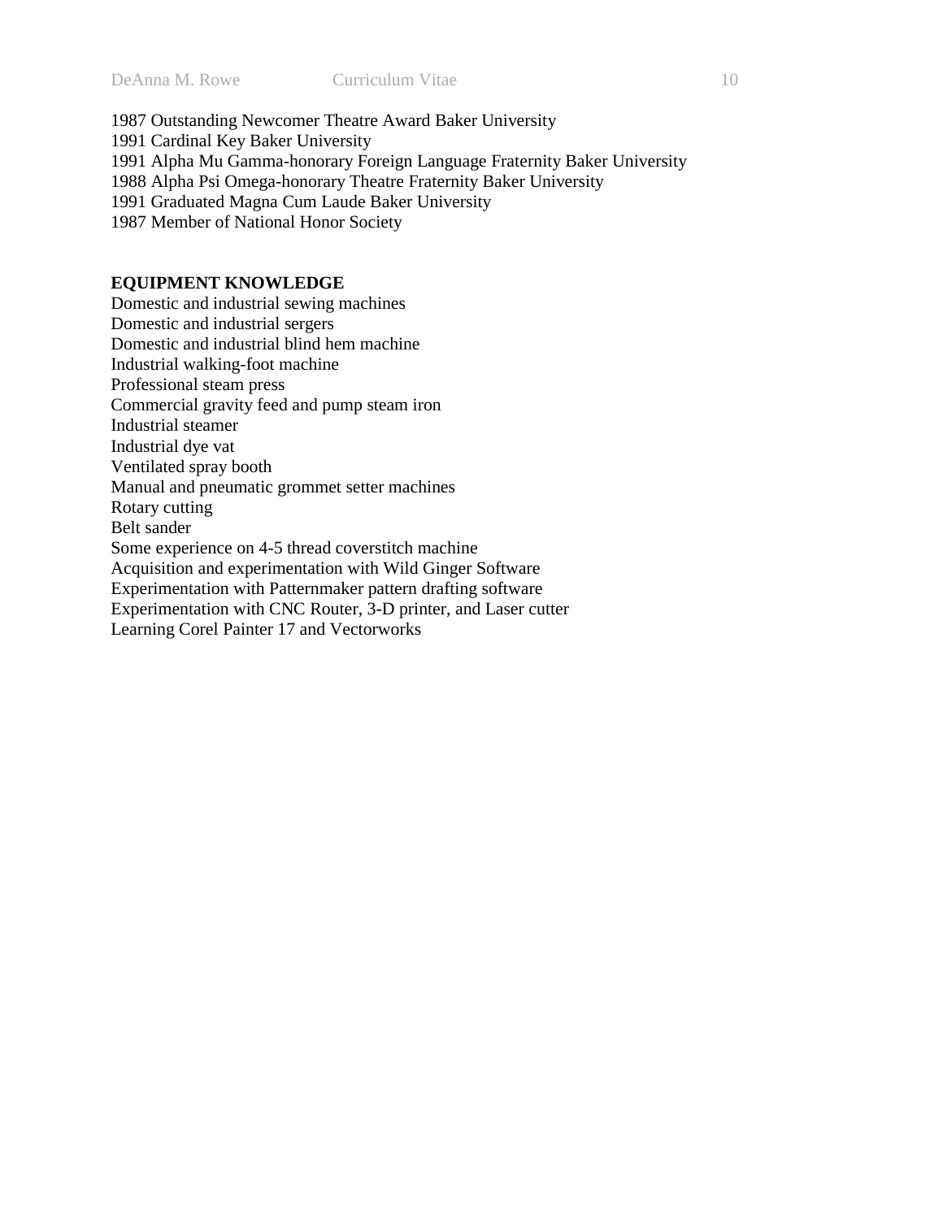1987 Outstanding Newcomer Theatre Award Baker University
1991 Cardinal Key Baker University
1991 Alpha Mu Gamma-honorary Foreign Language Fraternity Baker University
1988 Alpha Psi Omega-honorary Theatre Fraternity Baker University
1991 Graduated Magna Cum Laude Baker University
1987 Member of National Honor Society

## EQUIPMENT KNOWLEDGE

Domestic and industrial sewing machines
Domestic and industrial sergers
Domestic and industrial blind hem machine
Industrial walking-foot machine
Professional steam press
Commercial gravity feed and pump steam iron
Industrial steamer
Industrial dye vat
Ventilated spray booth
Manual and pneumatic grommet setter machines
Rotary cutting
Belt sander
Some experience on 4-5 thread coverstitch machine
Acquisition and experimentation with Wild Ginger Software
Experimentation with Patternmaker pattern drafting software
Experimentation with CNC Router, 3-D printer, and Laser cutter
Learning Corel Painter 17 and Vectorworks